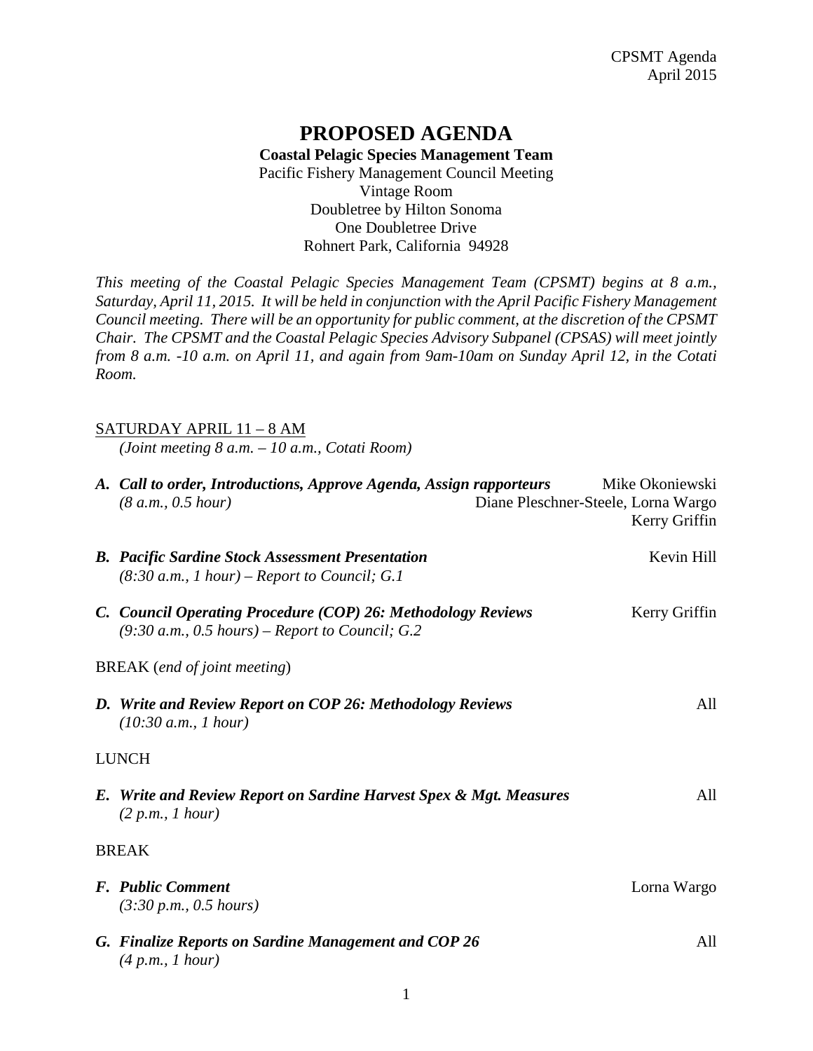# PROPOSED AGENDA

**Coastal Pelagic Species Management Team**
Pacific Fishery Management Council Meeting
Vintage Room
Doubletree by Hilton Sonoma
One Doubletree Drive
Rohnert Park, California 94928

*This meeting of the Coastal Pelagic Species Management Team (CPSMT) begins at 8 a.m., Saturday, April 11, 2015. It will be held in conjunction with the April Pacific Fishery Management Council meeting. There will be an opportunity for public comment, at the discretion of the CPSMT Chair. The CPSMT and the Coastal Pelagic Species Advisory Subpanel (CPSAS) will meet jointly from 8 a.m. -10 a.m. on April 11, and again from 9am-10am on Sunday April 12, in the Cotati Room.*

SATURDAY APRIL 11 – 8 AM
*(Joint meeting 8 a.m. – 10 a.m., Cotati Room)*

**A. *Call to order, Introductions, Approve Agenda, Assign rapporteurs*** — Mike Okoniewski, Diane Pleschner-Steele, Lorna Wargo, Kerry Griffin
*(8 a.m., 0.5 hour)*

**B. *Pacific Sardine Stock Assessment Presentation*** — Kevin Hill
*(8:30 a.m., 1 hour) – Report to Council; G.1*

**C. *Council Operating Procedure (COP) 26: Methodology Reviews*** — Kerry Griffin
*(9:30 a.m., 0.5 hours) – Report to Council; G.2*

BREAK (*end of joint meeting*)

**D. *Write and Review Report on COP 26: Methodology Reviews*** — All
*(10:30 a.m., 1 hour)*

LUNCH

**E. *Write and Review Report on Sardine Harvest Spex & Mgt. Measures*** — All
*(2 p.m., 1 hour)*

BREAK

**F. *Public Comment*** — Lorna Wargo
*(3:30 p.m., 0.5 hours)*

**G. *Finalize Reports on Sardine Management and COP 26*** — All
*(4 p.m., 1 hour)*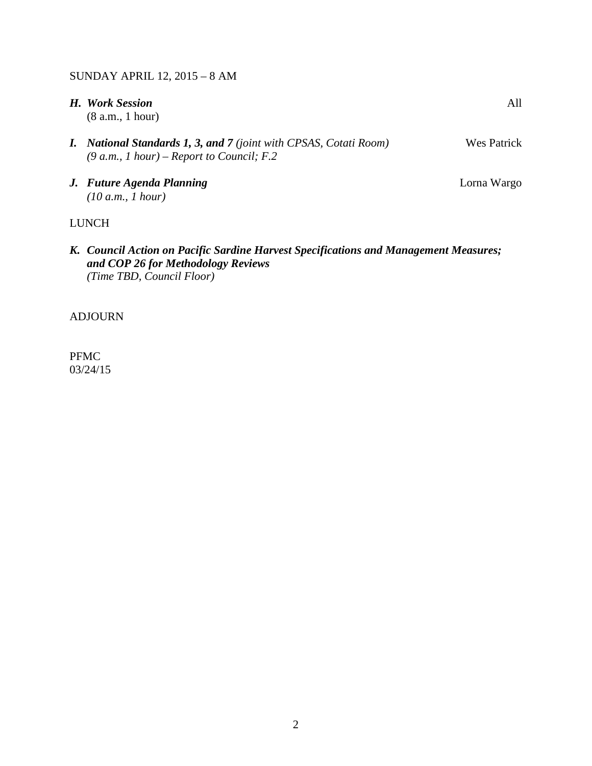SUNDAY APRIL 12, 2015 – 8 AM

***H. Work Session*** All
(8 a.m., 1 hour)

***I. National Standards 1, 3, and 7*** *(joint with CPSAS, Cotati Room)* Wes Patrick
*(9 a.m., 1 hour) – Report to Council; F.2*

***J. Future Agenda Planning*** Lorna Wargo
*(10 a.m., 1 hour)*

LUNCH

***K. Council Action on Pacific Sardine Harvest Specifications and Management Measures; and COP 26 for Methodology Reviews***
*(Time TBD, Council Floor)*

ADJOURN

PFMC
03/24/15